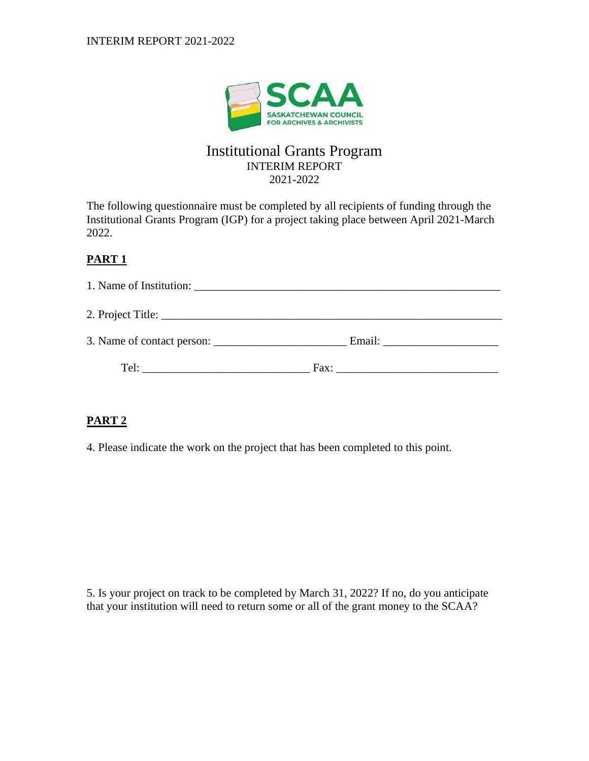SCAA

SASKATCHEWAN COUNCIL FOR ARCHIVES & ARCHIVISTS

# Institutional Grants Program

INTERIM REPORT

2021-2022

The following questionnaire must be completed by all recipients of funding through the Institutional Grants Program (IGP) for a project taking place between April 2021-March 2022.

**PART 1**

1. Name of Institution: _______________________________________________________

2. Project Title: _____________________________________________________________

3. Name of contact person: _______________________ Email: ____________________

Tel: _____________________________ Fax: ____________________________

**PART 2**

4. Please indicate the work on the project that has been completed to this point.

5. Is your project on track to be completed by March 31, 2022? If no, do you anticipate that your institution will need to return some or all of the grant money to the SCAA?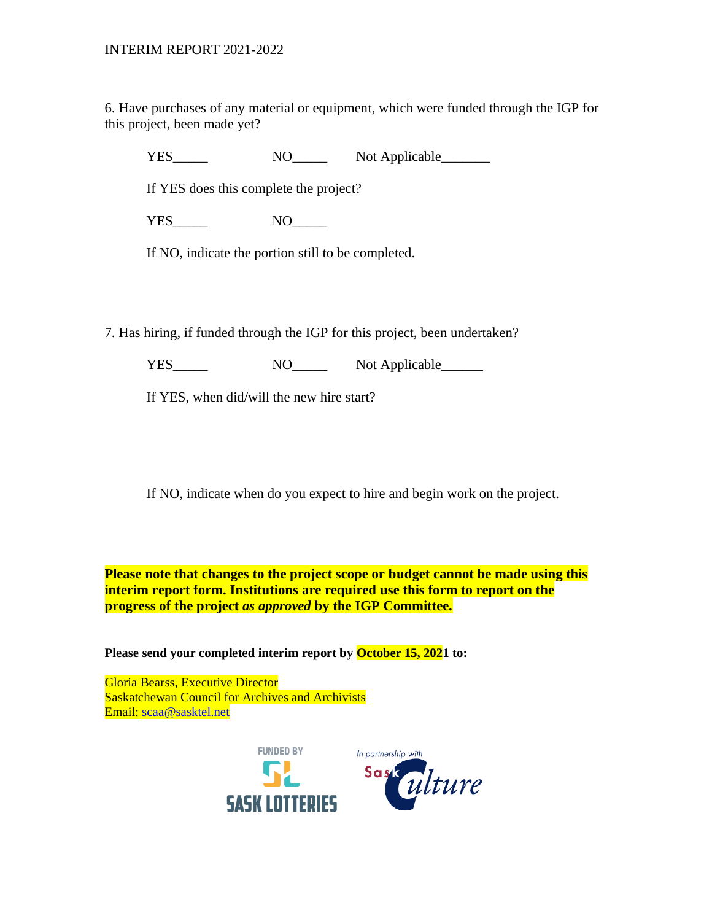6. Have purchases of any material or equipment, which were funded through the IGP for this project, been made yet?

YES_____ NO_____ Not Applicable_______

If YES does this complete the project?

YES_____ NO_____

If NO, indicate the portion still to be completed.

7. Has hiring, if funded through the IGP for this project, been undertaken?

YES_____ NO_____ Not Applicable______

If YES, when did/will the new hire start?

If NO, indicate when do you expect to hire and begin work on the project.

**Please note that changes to the project scope or budget cannot be made using this interim report form. Institutions are required use this form to report on the progress of the project *as approved* by the IGP Committee.**

**Please send your completed interim report by October 15, 2021 to:**

Gloria Bearss, Executive Director
Saskatchewan Council for Archives and Archivists
Email: scaa@sasktel.net

FUNDED BY SASK LOTTERIES

In partnership with SaskCulture